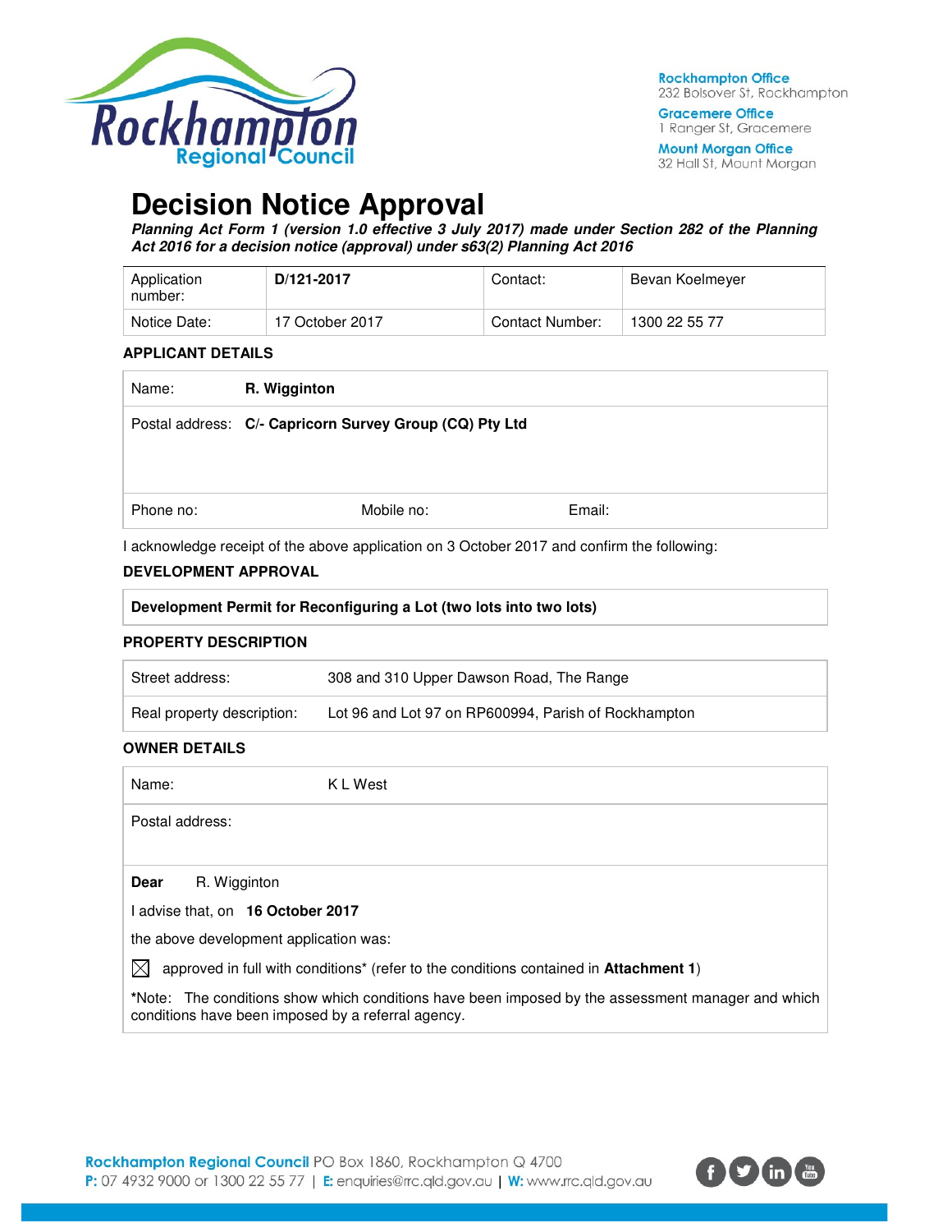Rockhampton Office
232 Bolsover St, Rockhampton

Gracemere Office
1 Ranger St, Gracemere

Mount Morgan Office
32 Hall St, Mount Morgan

# Decision Notice Approval

***Planning Act Form 1 (version 1.0 effective 3 July 2017) made under Section 282 of the Planning Act 2016 for a decision notice (approval) under s63(2) Planning Act 2016***

| | | | |
|---|---|---|---|
| Application number: | **D/121-2017** | Contact: | Bevan Koelmeyer |
| Notice Date: | 17 October 2017 | Contact Number: | 1300 22 55 77 |

### APPLICANT DETAILS

| | | | |
|---|---|---|---|
| Name: | **R. Wigginton** | | |
| Postal address: | **C/- Capricorn Survey Group (CQ) Pty Ltd** | | |
| Phone no: | Mobile no: | Email: | |

I acknowledge receipt of the above application on 3 October 2017 and confirm the following:

### DEVELOPMENT APPROVAL

**Development Permit for Reconfiguring a Lot (two lots into two lots)**

### PROPERTY DESCRIPTION

| | |
|---|---|
| Street address: | 308 and 310 Upper Dawson Road, The Range |
| Real property description: | Lot 96 and Lot 97 on RP600994, Parish of Rockhampton |

### OWNER DETAILS

| | |
|---|---|
| Name: | K L West |
| Postal address: | |

**Dear** R. Wigginton

I advise that, on **16 October 2017**

the above development application was:

☒ approved in full with conditions* (refer to the conditions contained in **Attachment 1**)

***Note:** The conditions show which conditions have been imposed by the assessment manager and which conditions have been imposed by a referral agency.

**Rockhampton Regional Council** PO Box 1860, Rockhampton Q 4700
**P:** 07 4932 9000 or 1300 22 55 77 | **E:** enquiries@rrc.qld.gov.au | **W:** www.rrc.qld.gov.au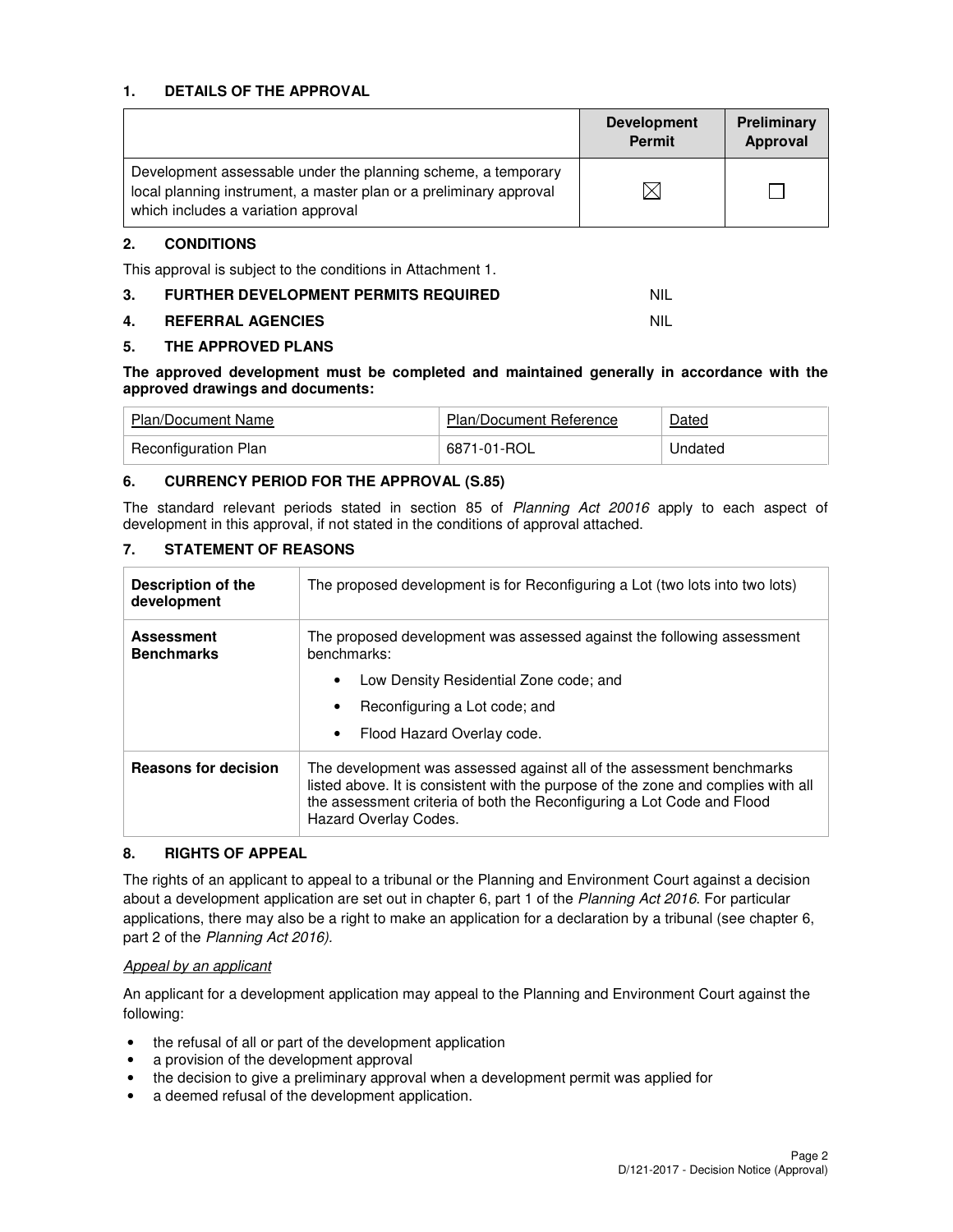## 1. DETAILS OF THE APPROVAL

| | Development Permit | Preliminary Approval |
|---|---|---|
| Development assessable under the planning scheme, a temporary local planning instrument, a master plan or a preliminary approval which includes a variation approval | ☒ | ☐ |

## 2. CONDITIONS

This approval is subject to the conditions in Attachment 1.

## 3. FURTHER DEVELOPMENT PERMITS REQUIRED

NIL

## 4. REFERRAL AGENCIES

NIL

## 5. THE APPROVED PLANS

**The approved development must be completed and maintained generally in accordance with the approved drawings and documents:**

| Plan/Document Name | Plan/Document Reference | Dated |
|---|---|---|
| Reconfiguration Plan | 6871-01-ROL | Undated |

## 6. CURRENCY PERIOD FOR THE APPROVAL (S.85)

The standard relevant periods stated in section 85 of *Planning Act 20016* apply to each aspect of development in this approval, if not stated in the conditions of approval attached.

## 7. STATEMENT OF REASONS

| | |
|---|---|
| **Description of the development** | The proposed development is for Reconfiguring a Lot (two lots into two lots) |
| **Assessment Benchmarks** | The proposed development was assessed against the following assessment benchmarks: <br>• Low Density Residential Zone code; and <br>• Reconfiguring a Lot code; and <br>• Flood Hazard Overlay code. |
| **Reasons for decision** | The development was assessed against all of the assessment benchmarks listed above. It is consistent with the purpose of the zone and complies with all the assessment criteria of both the Reconfiguring a Lot Code and Flood Hazard Overlay Codes. |

## 8. RIGHTS OF APPEAL

The rights of an applicant to appeal to a tribunal or the Planning and Environment Court against a decision about a development application are set out in chapter 6, part 1 of the *Planning Act 2016*. For particular applications, there may also be a right to make an application for a declaration by a tribunal (see chapter 6, part 2 of the *Planning Act 2016).*

*Appeal by an applicant*

An applicant for a development application may appeal to the Planning and Environment Court against the following:

- the refusal of all or part of the development application
- a provision of the development approval
- the decision to give a preliminary approval when a development permit was applied for
- a deemed refusal of the development application.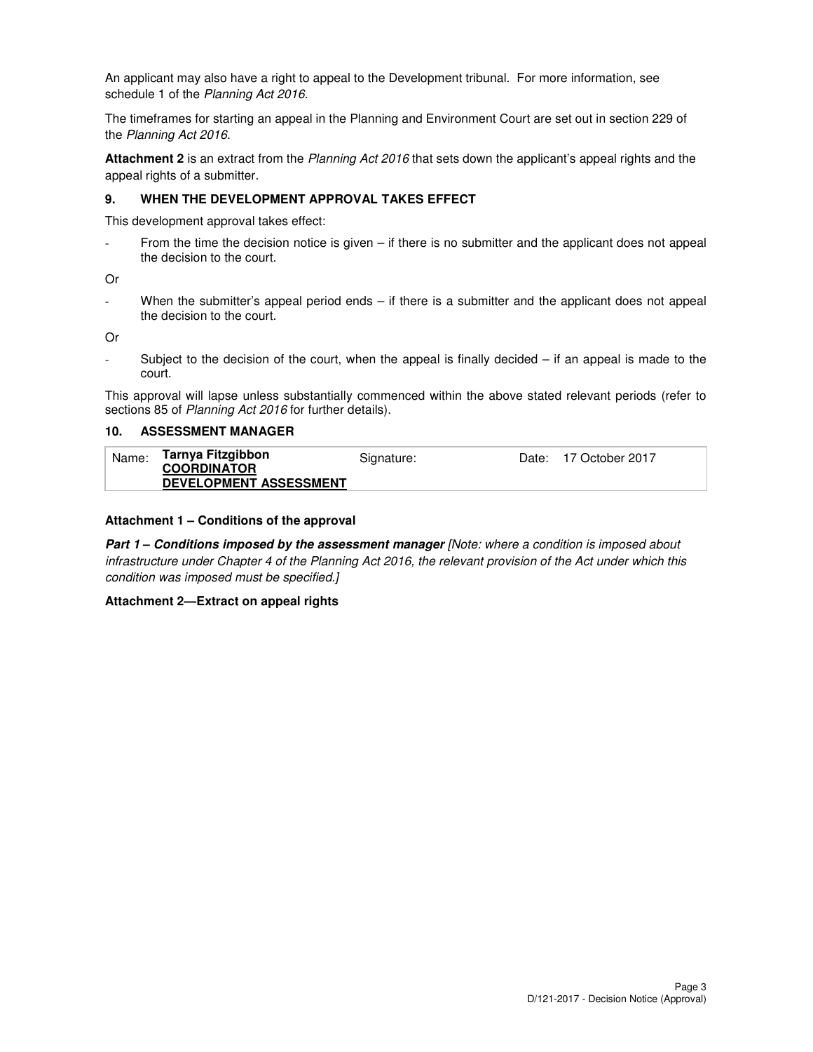An applicant may also have a right to appeal to the Development tribunal. For more information, see schedule 1 of the *Planning Act 2016*.

The timeframes for starting an appeal in the Planning and Environment Court are set out in section 229 of the *Planning Act 2016*.

**Attachment 2** is an extract from the *Planning Act 2016* that sets down the applicant's appeal rights and the appeal rights of a submitter.

## 9. WHEN THE DEVELOPMENT APPROVAL TAKES EFFECT

This development approval takes effect:

- From the time the decision notice is given – if there is no submitter and the applicant does not appeal the decision to the court.

Or

- When the submitter's appeal period ends – if there is a submitter and the applicant does not appeal the decision to the court.

Or

- Subject to the decision of the court, when the appeal is finally decided – if an appeal is made to the court.

This approval will lapse unless substantially commenced within the above stated relevant periods (refer to sections 85 of *Planning Act 2016* for further details).

## 10. ASSESSMENT MANAGER

| | | | | | |
|---|---|---|---|---|---|
| Name: | **Tarnya Fitzgibbon** **COORDINATOR DEVELOPMENT ASSESSMENT** | Signature: | | Date: | 17 October 2017 |

**Attachment 1 – Conditions of the approval**

***Part 1 – Conditions imposed by the assessment manager*** *[Note: where a condition is imposed about infrastructure under Chapter 4 of the Planning Act 2016, the relevant provision of the Act under which this condition was imposed must be specified.]*

**Attachment 2—Extract on appeal rights**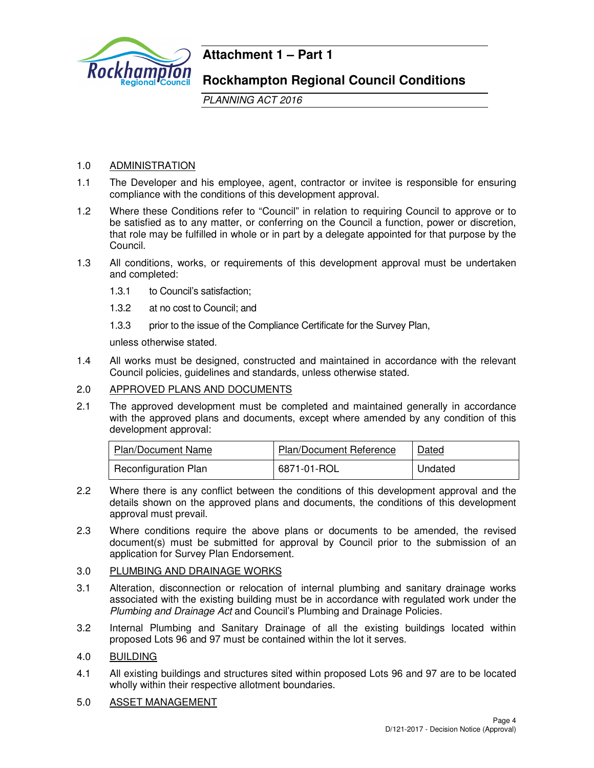# Attachment 1 – Part 1

## Rockhampton Regional Council Conditions

*PLANNING ACT 2016*

1.0 ADMINISTRATION

1.1 The Developer and his employee, agent, contractor or invitee is responsible for ensuring compliance with the conditions of this development approval.

1.2 Where these Conditions refer to "Council" in relation to requiring Council to approve or to be satisfied as to any matter, or conferring on the Council a function, power or discretion, that role may be fulfilled in whole or in part by a delegate appointed for that purpose by the Council.

1.3 All conditions, works, or requirements of this development approval must be undertaken and completed:

1.3.1 to Council's satisfaction;

1.3.2 at no cost to Council; and

1.3.3 prior to the issue of the Compliance Certificate for the Survey Plan,

unless otherwise stated.

1.4 All works must be designed, constructed and maintained in accordance with the relevant Council policies, guidelines and standards, unless otherwise stated.

2.0 APPROVED PLANS AND DOCUMENTS

2.1 The approved development must be completed and maintained generally in accordance with the approved plans and documents, except where amended by any condition of this development approval:

| Plan/Document Name | Plan/Document Reference | Dated |
| --- | --- | --- |
| Reconfiguration Plan | 6871-01-ROL | Undated |

2.2 Where there is any conflict between the conditions of this development approval and the details shown on the approved plans and documents, the conditions of this development approval must prevail.

2.3 Where conditions require the above plans or documents to be amended, the revised document(s) must be submitted for approval by Council prior to the submission of an application for Survey Plan Endorsement.

3.0 PLUMBING AND DRAINAGE WORKS

3.1 Alteration, disconnection or relocation of internal plumbing and sanitary drainage works associated with the existing building must be in accordance with regulated work under the *Plumbing and Drainage Act* and Council's Plumbing and Drainage Policies.

3.2 Internal Plumbing and Sanitary Drainage of all the existing buildings located within proposed Lots 96 and 97 must be contained within the lot it serves.

4.0 BUILDING

4.1 All existing buildings and structures sited within proposed Lots 96 and 97 are to be located wholly within their respective allotment boundaries.

5.0 ASSET MANAGEMENT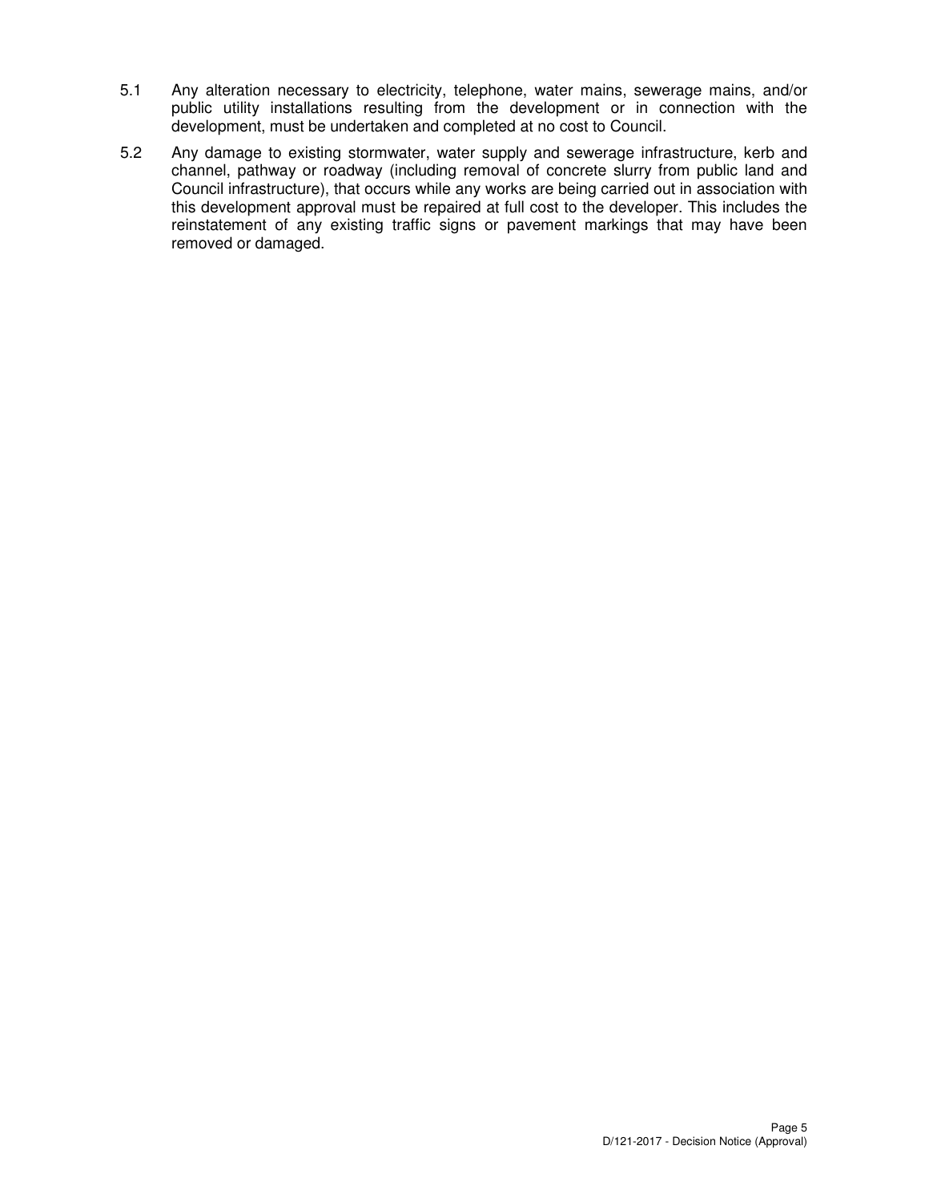5.1 Any alteration necessary to electricity, telephone, water mains, sewerage mains, and/or public utility installations resulting from the development or in connection with the development, must be undertaken and completed at no cost to Council.

5.2 Any damage to existing stormwater, water supply and sewerage infrastructure, kerb and channel, pathway or roadway (including removal of concrete slurry from public land and Council infrastructure), that occurs while any works are being carried out in association with this development approval must be repaired at full cost to the developer. This includes the reinstatement of any existing traffic signs or pavement markings that may have been removed or damaged.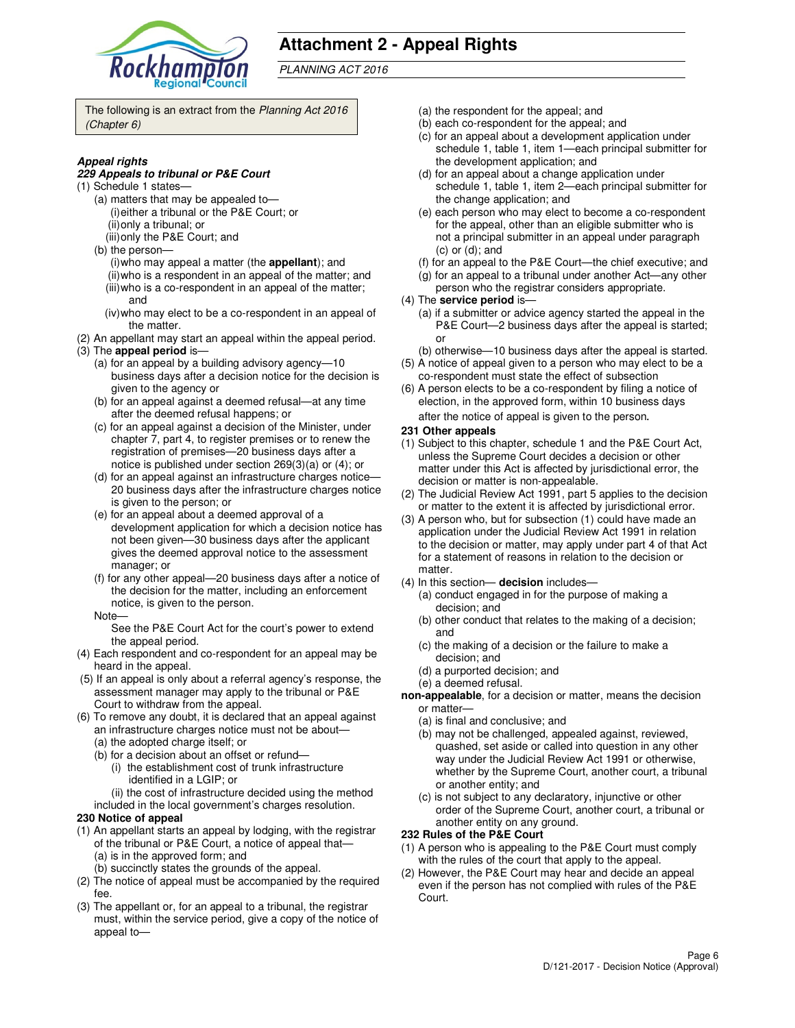# Attachment 2 - Appeal Rights

*PLANNING ACT 2016*

The following is an extract from the *Planning Act 2016 (Chapter 6)*

***Appeal rights***

***229 Appeals to tribunal or P&E Court***

(1) Schedule 1 states—
- (a) matters that may be appealed to—
  - (i) either a tribunal or the P&E Court; or
  - (ii) only a tribunal; or
  - (iii) only the P&E Court; and
- (b) the person—
  - (i) who may appeal a matter (the **appellant**); and
  - (ii) who is a respondent in an appeal of the matter; and
  - (iii) who is a co-respondent in an appeal of the matter; and
  - (iv) who may elect to be a co-respondent in an appeal of the matter.

(2) An appellant may start an appeal within the appeal period.

(3) The **appeal period** is—
- (a) for an appeal by a building advisory agency—10 business days after a decision notice for the decision is given to the agency or
- (b) for an appeal against a deemed refusal—at any time after the deemed refusal happens; or
- (c) for an appeal against a decision of the Minister, under chapter 7, part 4, to register premises or to renew the registration of premises—20 business days after a notice is published under section 269(3)(a) or (4); or
- (d) for an appeal against an infrastructure charges notice—20 business days after the infrastructure charges notice is given to the person; or
- (e) for an appeal about a deemed approval of a development application for which a decision notice has not been given—30 business days after the applicant gives the deemed approval notice to the assessment manager; or
- (f) for any other appeal—20 business days after a notice of the decision for the matter, including an enforcement notice, is given to the person.

Note—
See the P&E Court Act for the court's power to extend the appeal period.

(4) Each respondent and co-respondent for an appeal may be heard in the appeal.

(5) If an appeal is only about a referral agency's response, the assessment manager may apply to the tribunal or P&E Court to withdraw from the appeal.

(6) To remove any doubt, it is declared that an appeal against an infrastructure charges notice must not be about—
- (a) the adopted charge itself; or
- (b) for a decision about an offset or refund—
  - (i) the establishment cost of trunk infrastructure identified in a LGIP; or
  - (ii) the cost of infrastructure decided using the method included in the local government's charges resolution.

**230 Notice of appeal**

(1) An appellant starts an appeal by lodging, with the registrar of the tribunal or P&E Court, a notice of appeal that—
- (a) is in the approved form; and
- (b) succinctly states the grounds of the appeal.

(2) The notice of appeal must be accompanied by the required fee.

(3) The appellant or, for an appeal to a tribunal, the registrar must, within the service period, give a copy of the notice of appeal to—
- (a) the respondent for the appeal; and
- (b) each co-respondent for the appeal; and
- (c) for an appeal about a development application under schedule 1, table 1, item 1—each principal submitter for the development application; and
- (d) for an appeal about a change application under schedule 1, table 1, item 2—each principal submitter for the change application; and
- (e) each person who may elect to become a co-respondent for the appeal, other than an eligible submitter who is not a principal submitter in an appeal under paragraph (c) or (d); and
- (f) for an appeal to the P&E Court—the chief executive; and
- (g) for an appeal to a tribunal under another Act—any other person who the registrar considers appropriate.

(4) The **service period** is—
- (a) if a submitter or advice agency started the appeal in the P&E Court—2 business days after the appeal is started; or
- (b) otherwise—10 business days after the appeal is started.

(5) A notice of appeal given to a person who may elect to be a co-respondent must state the effect of subsection

(6) A person elects to be a co-respondent by filing a notice of election, in the approved form, within 10 business days after the notice of appeal is given to the person.

**231 Other appeals**

(1) Subject to this chapter, schedule 1 and the P&E Court Act, unless the Supreme Court decides a decision or other matter under this Act is affected by jurisdictional error, the decision or matter is non-appealable.

(2) The Judicial Review Act 1991, part 5 applies to the decision or matter to the extent it is affected by jurisdictional error.

(3) A person who, but for subsection (1) could have made an application under the Judicial Review Act 1991 in relation to the decision or matter, may apply under part 4 of that Act for a statement of reasons in relation to the decision or matter.

(4) In this section— **decision** includes—
- (a) conduct engaged in for the purpose of making a decision; and
- (b) other conduct that relates to the making of a decision; and
- (c) the making of a decision or the failure to make a decision; and
- (d) a purported decision; and
- (e) a deemed refusal.

**non-appealable**, for a decision or matter, means the decision or matter—
- (a) is final and conclusive; and
- (b) may not be challenged, appealed against, reviewed, quashed, set aside or called into question in any other way under the Judicial Review Act 1991 or otherwise, whether by the Supreme Court, another court, a tribunal or another entity; and
- (c) is not subject to any declaratory, injunctive or other order of the Supreme Court, another court, a tribunal or another entity on any ground.

**232 Rules of the P&E Court**

(1) A person who is appealing to the P&E Court must comply with the rules of the court that apply to the appeal.

(2) However, the P&E Court may hear and decide an appeal even if the person has not complied with rules of the P&E Court.

D/121-2017 - Decision Notice (Approval)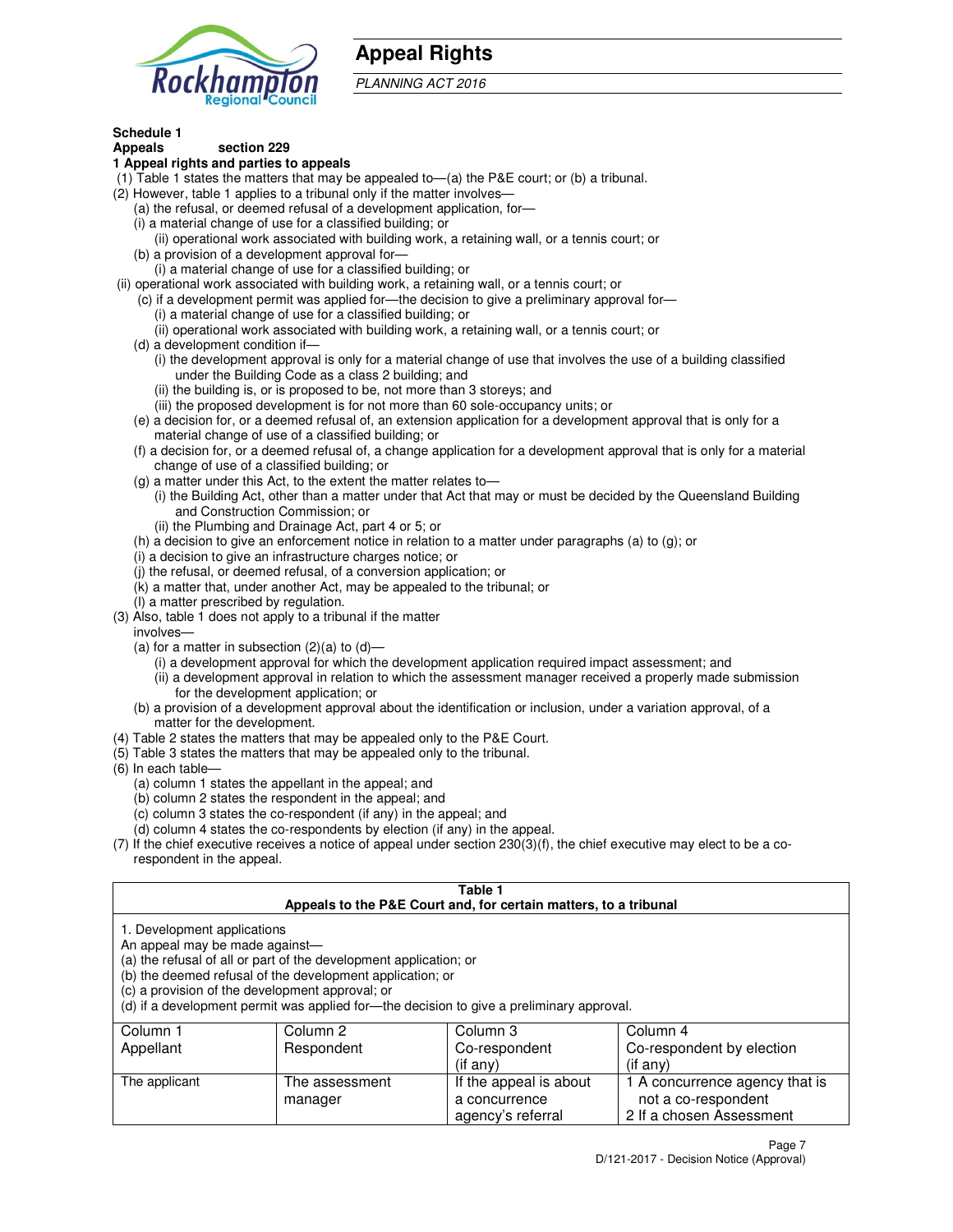# Appeal Rights

*PLANNING ACT 2016*

**Schedule 1**
**Appeals section 229**
**1 Appeal rights and parties to appeals**

(1) Table 1 states the matters that may be appealed to—(a) the P&E court; or (b) a tribunal.

(2) However, table 1 applies to a tribunal only if the matter involves—

(a) the refusal, or deemed refusal of a development application, for—

(i) a material change of use for a classified building; or

(ii) operational work associated with building work, a retaining wall, or a tennis court; or

(b) a provision of a development approval for—

(i) a material change of use for a classified building; or

(ii) operational work associated with building work, a retaining wall, or a tennis court; or

(c) if a development permit was applied for—the decision to give a preliminary approval for—

(i) a material change of use for a classified building; or

(ii) operational work associated with building work, a retaining wall, or a tennis court; or

(d) a development condition if—

(i) the development approval is only for a material change of use that involves the use of a building classified under the Building Code as a class 2 building; and

(ii) the building is, or is proposed to be, not more than 3 storeys; and

(iii) the proposed development is for not more than 60 sole-occupancy units; or

(e) a decision for, or a deemed refusal of, an extension application for a development approval that is only for a material change of use of a classified building; or

(f) a decision for, or a deemed refusal of, a change application for a development approval that is only for a material change of use of a classified building; or

(g) a matter under this Act, to the extent the matter relates to—

(i) the Building Act, other than a matter under that Act that may or must be decided by the Queensland Building and Construction Commission; or

(ii) the Plumbing and Drainage Act, part 4 or 5; or

(h) a decision to give an enforcement notice in relation to a matter under paragraphs (a) to (g); or

(i) a decision to give an infrastructure charges notice; or

(j) the refusal, or deemed refusal, of a conversion application; or

(k) a matter that, under another Act, may be appealed to the tribunal; or

(l) a matter prescribed by regulation.

(3) Also, table 1 does not apply to a tribunal if the matter involves—

(a) for a matter in subsection (2)(a) to (d)—

(i) a development approval for which the development application required impact assessment; and

(ii) a development approval in relation to which the assessment manager received a properly made submission for the development application; or

(b) a provision of a development approval about the identification or inclusion, under a variation approval, of a matter for the development.

(4) Table 2 states the matters that may be appealed only to the P&E Court.

(5) Table 3 states the matters that may be appealed only to the tribunal.

(6) In each table—

(a) column 1 states the appellant in the appeal; and

(b) column 2 states the respondent in the appeal; and

(c) column 3 states the co-respondent (if any) in the appeal; and

(d) column 4 states the co-respondents by election (if any) in the appeal.

(7) If the chief executive receives a notice of appeal under section 230(3)(f), the chief executive may elect to be a co-respondent in the appeal.

**Table 1**
**Appeals to the P&E Court and, for certain matters, to a tribunal**

1. Development applications
An appeal may be made against—
(a) the refusal of all or part of the development application; or
(b) the deemed refusal of the development application; or
(c) a provision of the development approval; or
(d) if a development permit was applied for—the decision to give a preliminary approval.

| Column 1<br>Appellant | Column 2<br>Respondent | Column 3<br>Co-respondent<br>(if any) | Column 4<br>Co-respondent by election<br>(if any) |
|---|---|---|---|
| The applicant | The assessment manager | If the appeal is about a concurrence agency's referral | 1 A concurrence agency that is not a co-respondent<br>2 If a chosen Assessment |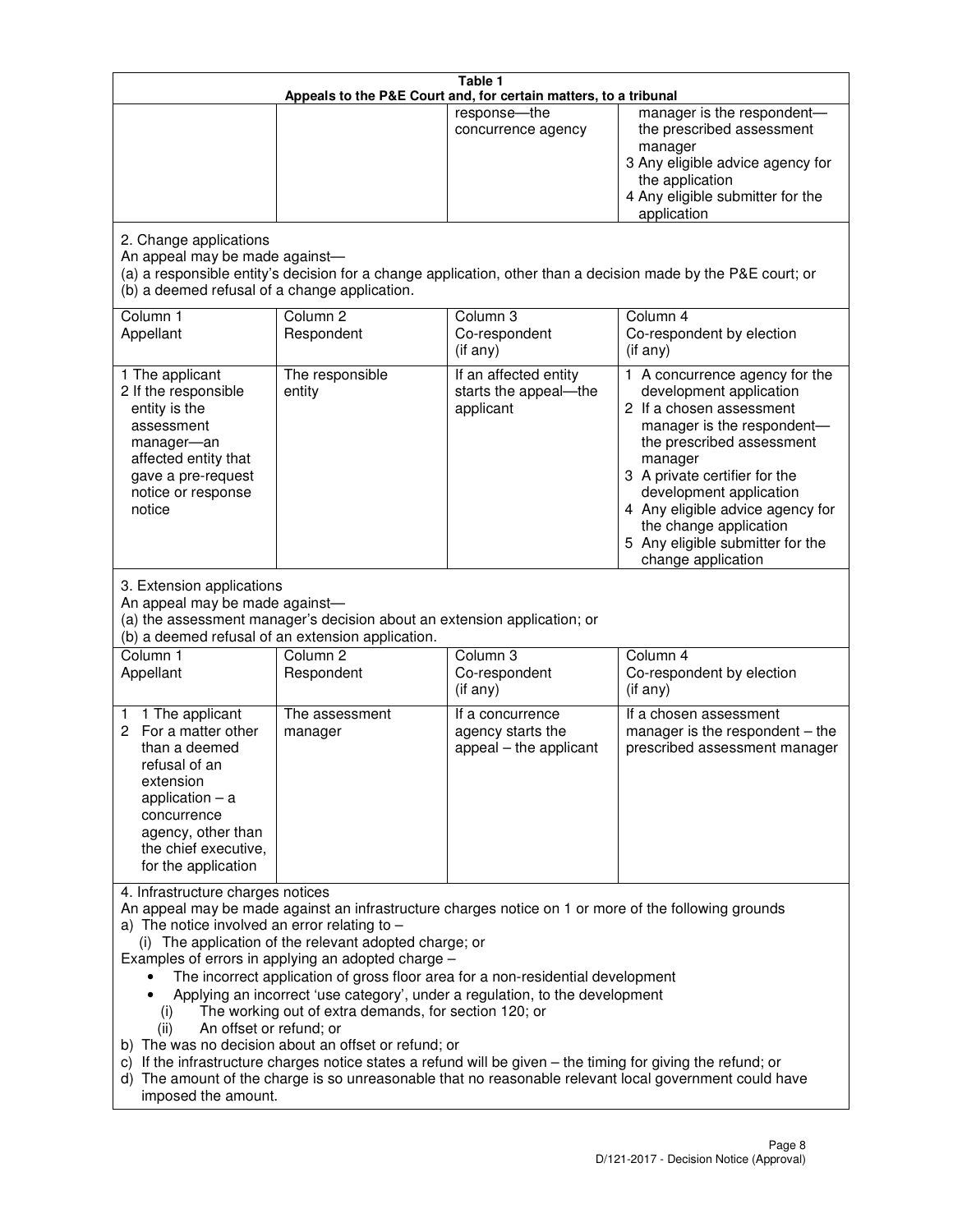**Table 1**
**Appeals to the P&E Court and, for certain matters, to a tribunal**

| | | | |
|---|---|---|---|
| | | response—the concurrence agency | manager is the respondent—the prescribed assessment manager<br>3 Any eligible advice agency for the application<br>4 Any eligible submitter for the application |

2. Change applications
An appeal may be made against—
(a) a responsible entity's decision for a change application, other than a decision made by the P&E court; or
(b) a deemed refusal of a change application.

| Column 1<br>Appellant | Column 2<br>Respondent | Column 3<br>Co-respondent<br>(if any) | Column 4<br>Co-respondent by election<br>(if any) |
|---|---|---|---|
| 1 The applicant<br>2 If the responsible entity is the assessment manager—an affected entity that gave a pre-request notice or response notice | The responsible entity | If an affected entity starts the appeal—the applicant | 1 A concurrence agency for the development application<br>2 If a chosen assessment manager is the respondent—the prescribed assessment manager<br>3 A private certifier for the development application<br>4 Any eligible advice agency for the change application<br>5 Any eligible submitter for the change application |

3. Extension applications
An appeal may be made against—
(a) the assessment manager's decision about an extension application; or
(b) a deemed refusal of an extension application.

| Column 1<br>Appellant | Column 2<br>Respondent | Column 3<br>Co-respondent<br>(if any) | Column 4<br>Co-respondent by election<br>(if any) |
|---|---|---|---|
| 1 1 The applicant<br>2 For a matter other than a deemed refusal of an extension application – a concurrence agency, other than the chief executive, for the application | The assessment manager | If a concurrence agency starts the appeal – the applicant | If a chosen assessment manager is the respondent – the prescribed assessment manager |

4. Infrastructure charges notices
An appeal may be made against an infrastructure charges notice on 1 or more of the following grounds
a) The notice involved an error relating to –
(i) The application of the relevant adopted charge; or
Examples of errors in applying an adopted charge –
- The incorrect application of gross floor area for a non-residential development
- Applying an incorrect 'use category', under a regulation, to the development
(i) The working out of extra demands, for section 120; or
(ii) An offset or refund; or
b) The was no decision about an offset or refund; or
c) If the infrastructure charges notice states a refund will be given – the timing for giving the refund; or
d) The amount of the charge is so unreasonable that no reasonable relevant local government could have imposed the amount.

D/121-2017 - Decision Notice (Approval)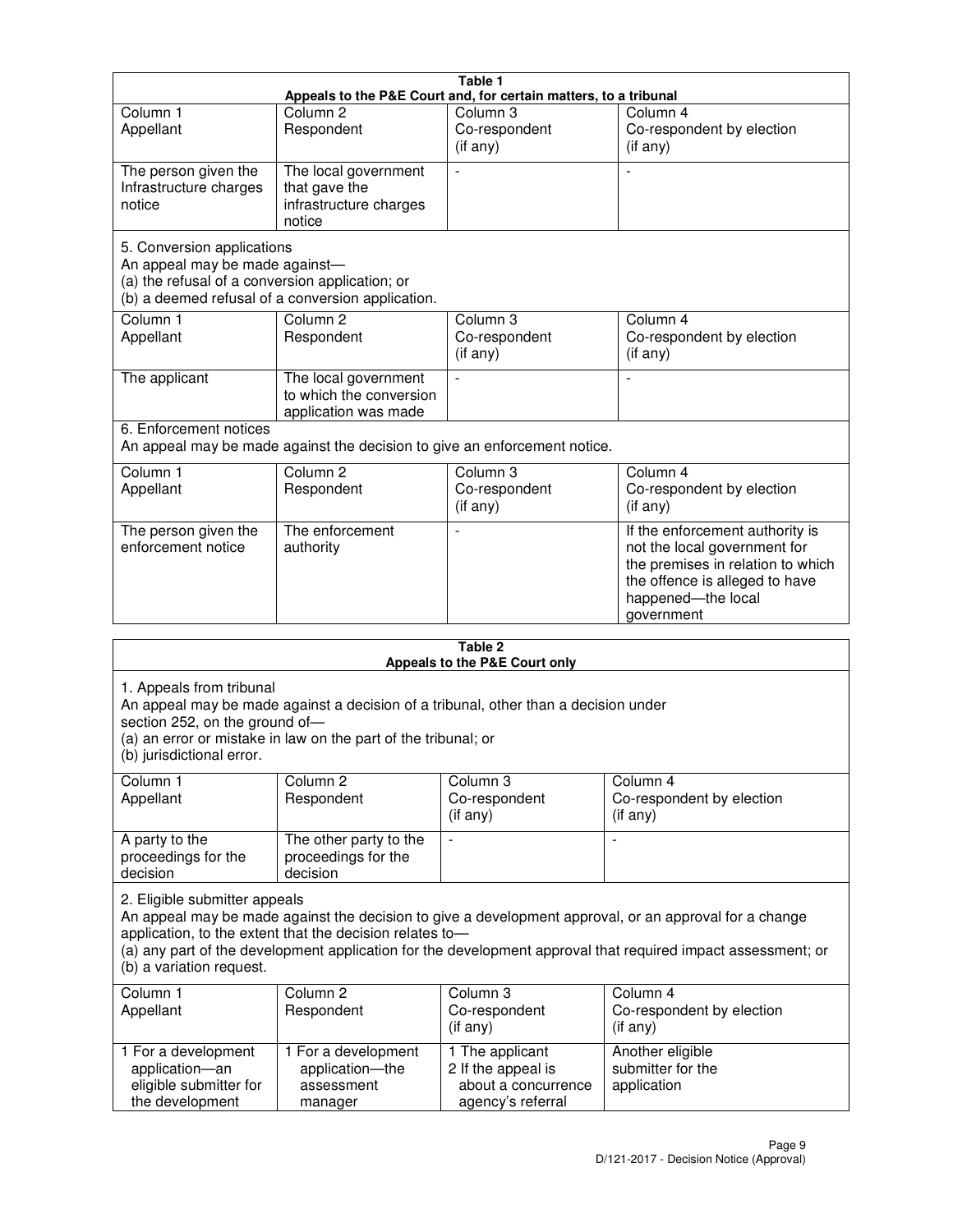**Table 1**
**Appeals to the P&E Court and, for certain matters, to a tribunal**

| Column 1<br>Appellant | Column 2<br>Respondent | Column 3<br>Co-respondent<br>(if any) | Column 4<br>Co-respondent by election<br>(if any) |
|---|---|---|---|
| The person given the Infrastructure charges notice | The local government that gave the infrastructure charges notice | - | - |

5. Conversion applications
An appeal may be made against—
(a) the refusal of a conversion application; or
(b) a deemed refusal of a conversion application.

| Column 1<br>Appellant | Column 2<br>Respondent | Column 3<br>Co-respondent<br>(if any) | Column 4<br>Co-respondent by election<br>(if any) |
|---|---|---|---|
| The applicant | The local government to which the conversion application was made | - | - |

6. Enforcement notices
An appeal may be made against the decision to give an enforcement notice.

| Column 1<br>Appellant | Column 2<br>Respondent | Column 3<br>Co-respondent<br>(if any) | Column 4<br>Co-respondent by election<br>(if any) |
|---|---|---|---|
| The person given the enforcement notice | The enforcement authority | - | If the enforcement authority is not the local government for the premises in relation to which the offence is alleged to have happened—the local government |

**Table 2**
**Appeals to the P&E Court only**

1. Appeals from tribunal
An appeal may be made against a decision of a tribunal, other than a decision under section 252, on the ground of—
(a) an error or mistake in law on the part of the tribunal; or
(b) jurisdictional error.

| Column 1<br>Appellant | Column 2<br>Respondent | Column 3<br>Co-respondent<br>(if any) | Column 4<br>Co-respondent by election<br>(if any) |
|---|---|---|---|
| A party to the proceedings for the decision | The other party to the proceedings for the decision | - | - |

2. Eligible submitter appeals
An appeal may be made against the decision to give a development approval, or an approval for a change application, to the extent that the decision relates to—
(a) any part of the development application for the development approval that required impact assessment; or
(b) a variation request.

| Column 1<br>Appellant | Column 2<br>Respondent | Column 3<br>Co-respondent<br>(if any) | Column 4<br>Co-respondent by election<br>(if any) |
|---|---|---|---|
| 1 For a development application—an eligible submitter for the development | 1 For a development application—the assessment manager | 1 The applicant<br>2 If the appeal is about a concurrence agency's referral | Another eligible submitter for the application |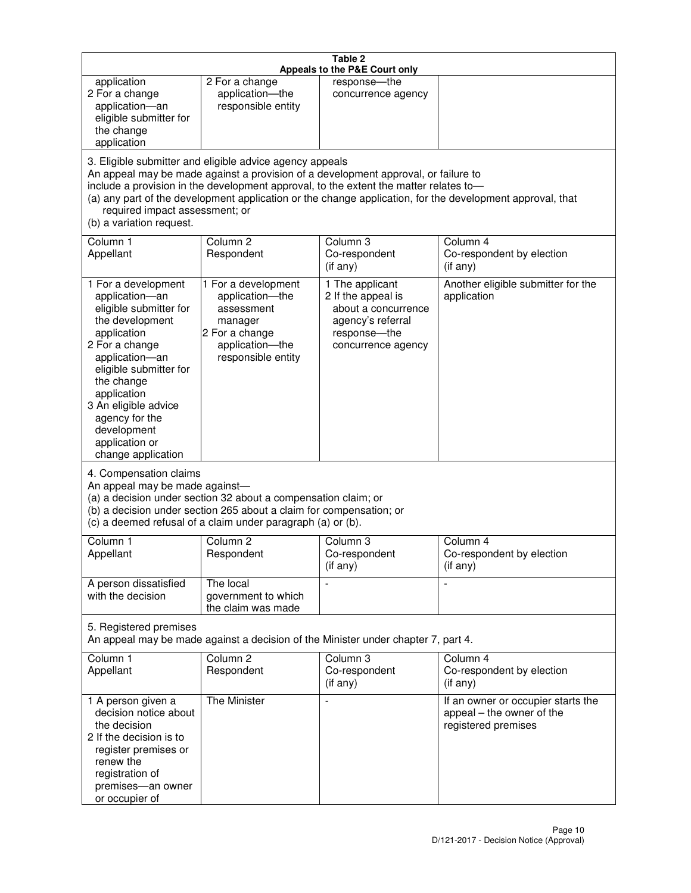**Table 2**
**Appeals to the P&E Court only**

| | | | |
|---|---|---|---|
| application<br>2 For a change application—an eligible submitter for the change application | 2 For a change application—the responsible entity | response—the concurrence agency | |

3. Eligible submitter and eligible advice agency appeals

An appeal may be made against a provision of a development approval, or failure to include a provision in the development approval, to the extent the matter relates to—

(a) any part of the development application or the change application, for the development approval, that required impact assessment; or

(b) a variation request.

| Column 1<br>Appellant | Column 2<br>Respondent | Column 3<br>Co-respondent<br>(if any) | Column 4<br>Co-respondent by election<br>(if any) |
|---|---|---|---|
| 1 For a development application—an eligible submitter for the development application<br>2 For a change application—an eligible submitter for the change application<br>3 An eligible advice agency for the development application or change application | 1 For a development application—the assessment manager<br>2 For a change application—the responsible entity | 1 The applicant<br>2 If the appeal is about a concurrence agency's referral response—the concurrence agency | Another eligible submitter for the application |

4. Compensation claims

An appeal may be made against—

(a) a decision under section 32 about a compensation claim; or

(b) a decision under section 265 about a claim for compensation; or

(c) a deemed refusal of a claim under paragraph (a) or (b).

| Column 1<br>Appellant | Column 2<br>Respondent | Column 3<br>Co-respondent<br>(if any) | Column 4<br>Co-respondent by election<br>(if any) |
|---|---|---|---|
| A person dissatisfied with the decision | The local government to which the claim was made | - | - |

5. Registered premises

An appeal may be made against a decision of the Minister under chapter 7, part 4.

| Column 1<br>Appellant | Column 2<br>Respondent | Column 3<br>Co-respondent<br>(if any) | Column 4<br>Co-respondent by election<br>(if any) |
|---|---|---|---|
| 1 A person given a decision notice about the decision<br>2 If the decision is to register premises or renew the registration of premises—an owner or occupier of | The Minister | - | If an owner or occupier starts the appeal – the owner of the registered premises |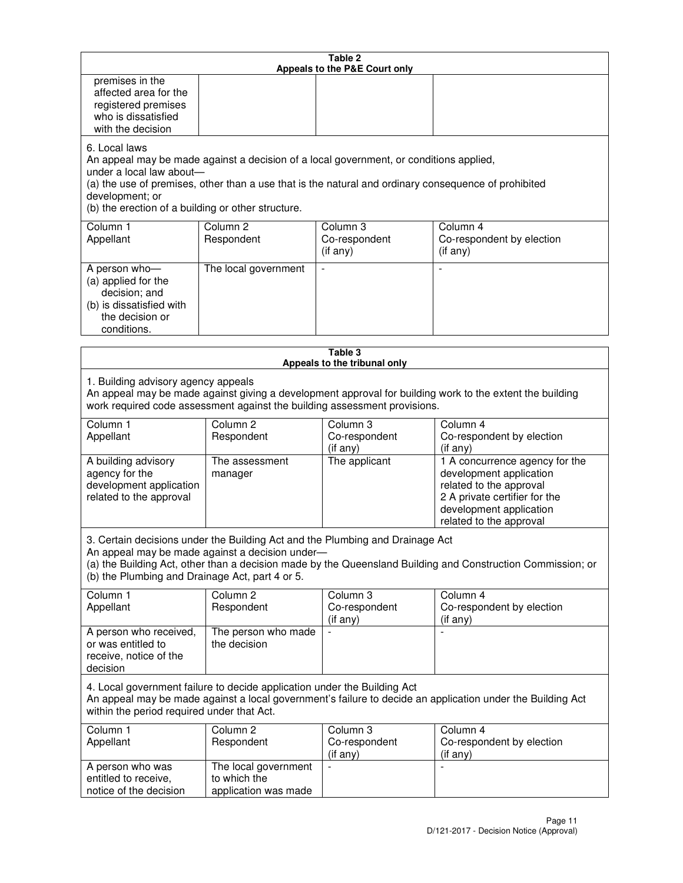**Table 2**
**Appeals to the P&E Court only**

| | | | |
|---|---|---|---|
| premises in the affected area for the registered premises who is dissatisfied with the decision | | | |

6. Local laws
An appeal may be made against a decision of a local government, or conditions applied, under a local law about—
(a) the use of premises, other than a use that is the natural and ordinary consequence of prohibited development; or
(b) the erection of a building or other structure.

| Column 1 Appellant | Column 2 Respondent | Column 3 Co-respondent (if any) | Column 4 Co-respondent by election (if any) |
|---|---|---|---|
| A person who— (a) applied for the decision; and (b) is dissatisfied with the decision or conditions. | The local government | - | - |

**Table 3**
**Appeals to the tribunal only**

1. Building advisory agency appeals
An appeal may be made against giving a development approval for building work to the extent the building work required code assessment against the building assessment provisions.

| Column 1 Appellant | Column 2 Respondent | Column 3 Co-respondent (if any) | Column 4 Co-respondent by election (if any) |
|---|---|---|---|
| A building advisory agency for the development application related to the approval | The assessment manager | The applicant | 1 A concurrence agency for the development application related to the approval 2 A private certifier for the development application related to the approval |

3. Certain decisions under the Building Act and the Plumbing and Drainage Act
An appeal may be made against a decision under—
(a) the Building Act, other than a decision made by the Queensland Building and Construction Commission; or
(b) the Plumbing and Drainage Act, part 4 or 5.

| Column 1 Appellant | Column 2 Respondent | Column 3 Co-respondent (if any) | Column 4 Co-respondent by election (if any) |
|---|---|---|---|
| A person who received, or was entitled to receive, notice of the decision | The person who made the decision | - | - |

4. Local government failure to decide application under the Building Act
An appeal may be made against a local government's failure to decide an application under the Building Act within the period required under that Act.

| Column 1 Appellant | Column 2 Respondent | Column 3 Co-respondent (if any) | Column 4 Co-respondent by election (if any) |
|---|---|---|---|
| A person who was entitled to receive, notice of the decision | The local government to which the application was made | - | - |